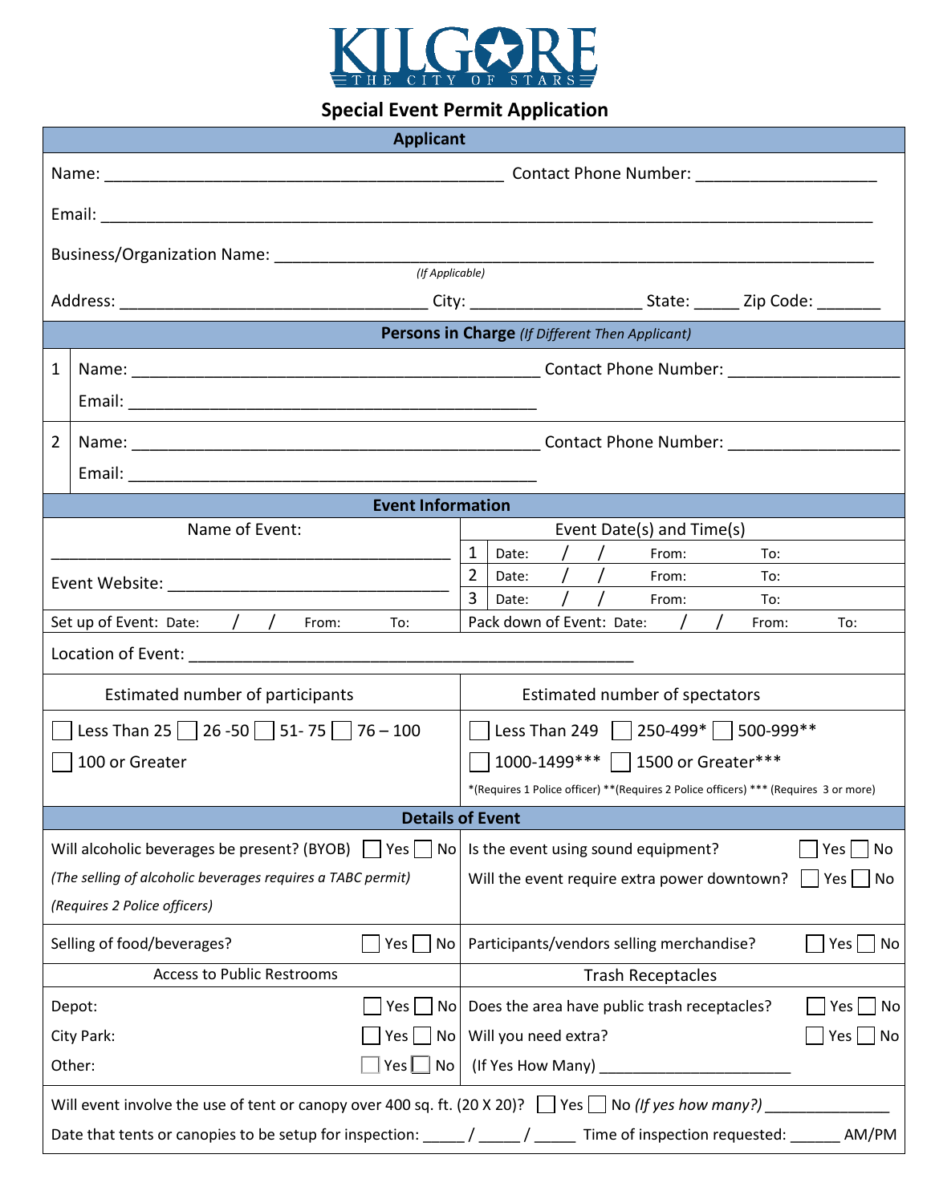# KILGORE
THE CITY OF STARS

## Special Event Permit Application

### Applicant

Name: ___________________________________________ Contact Phone Number: ____________________

Email: ______________________________________________________________________________

Business/Organization Name: ___________________________________________________________
*(If Applicable)*

Address: _________________________________ City: ___________________ State: _____ Zip Code: _______

### Persons in Charge *(If Different Then Applicant)*

1 Name: ____________________________________________ Contact Phone Number: ___________________
Email: ____________________________________________

2 Name: ____________________________________________ Contact Phone Number: ___________________
Email: ____________________________________________

### Event Information

| Name of Event: | Event Date(s) and Time(s) |
|---|---|
| ____________________________________________ | 1 Date: / / From: To: |
| Event Website: ________________________________ | 2 Date: / / From: To: |
| | 3 Date: / / From: To: |
| Set up of Event: Date: / / From: To: | Pack down of Event: Date: / / From: To: |

Location of Event: ____________________________________________________

| Estimated number of participants | Estimated number of spectators |
|---|---|
| ☐ Less Than 25 ☐ 26 -50 ☐ 51- 75 ☐ 76 – 100 ☐ 100 or Greater | ☐ Less Than 249 ☐ 250-499* ☐ 500-999** ☐ 1000-1499*** ☐ 1500 or Greater*** |
| | *(Requires 1 Police officer) **(Requires 2 Police officers) *** (Requires 3 or more) |

### Details of Event

| | |
|---|---|
| Will alcoholic beverages be present? (BYOB) ☐ Yes ☐ No | Is the event using sound equipment? ☐ Yes ☐ No |
| *(The selling of alcoholic beverages requires a TABC permit)* | Will the event require extra power downtown? ☐ Yes ☐ No |
| *(Requires 2 Police officers)* | |
| Selling of food/beverages? ☐ Yes ☐ No | Participants/vendors selling merchandise? ☐ Yes ☐ No |
| **Access to Public Restrooms** | **Trash Receptacles** |
| Depot: ☐ Yes ☐ No | Does the area have public trash receptacles? ☐ Yes ☐ No |
| City Park: ☐ Yes ☐ No | Will you need extra? ☐ Yes ☐ No |
| Other: ☐ Yes ☐ No | (If Yes How Many) ______________________ |

Will event involve the use of tent or canopy over 400 sq. ft. (20 X 20)? ☐ Yes ☐ No *(If yes how many?)* ______________

Date that tents or canopies to be setup for inspection: _____ / _____ / _____ Time of inspection requested: ______ AM/PM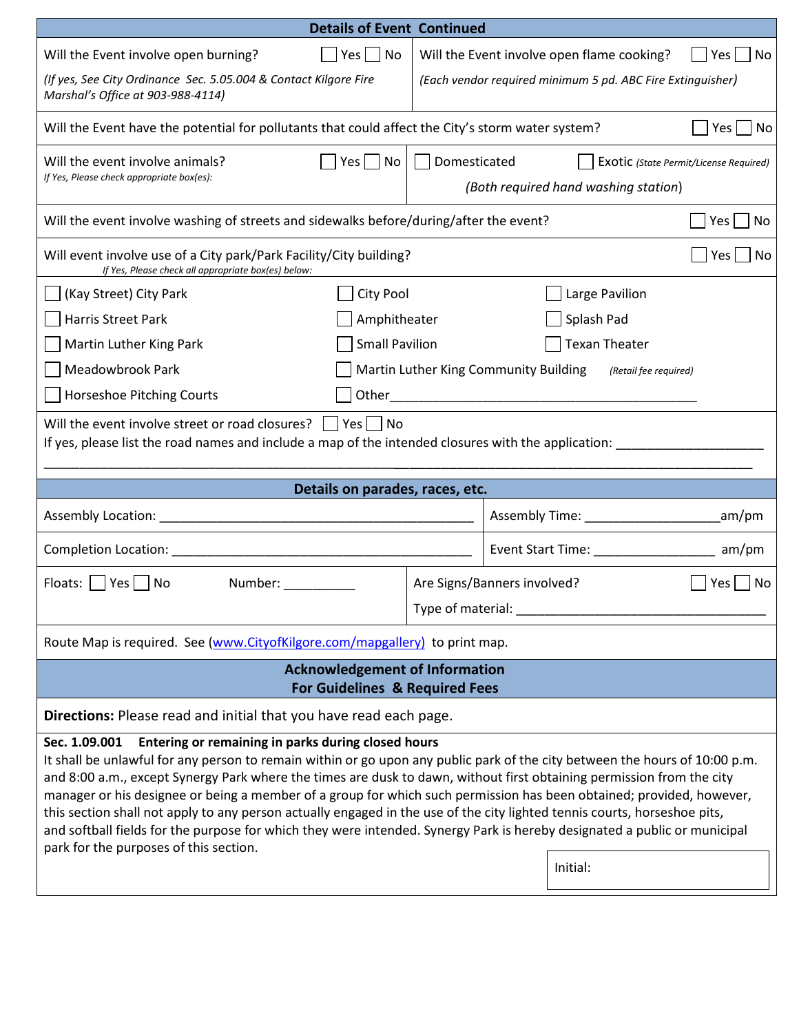## Details of Event Continued

Will the Event involve open burning? ☐ Yes ☐ No

*(If yes, See City Ordinance Sec. 5.05.004 & Contact Kilgore Fire Marshal's Office at 903-988-4114)*

Will the Event involve open flame cooking? ☐ Yes ☐ No

*(Each vendor required minimum 5 pd. ABC Fire Extinguisher)*

Will the Event have the potential for pollutants that could affect the City's storm water system? ☐ Yes ☐ No

Will the event involve animals? ☐ Yes ☐ No
*If Yes, Please check appropriate box(es):*

☐ Domesticated ☐ Exotic *(State Permit/License Required)*

*(Both required hand washing station)*

Will the event involve washing of streets and sidewalks before/during/after the event? ☐ Yes ☐ No

Will event involve use of a City park/Park Facility/City building? ☐ Yes ☐ No
*If Yes, Please check all appropriate box(es) below:*

| | | |
|---|---|---|
| ☐ (Kay Street) City Park | ☐ City Pool | ☐ Large Pavilion |
| ☐ Harris Street Park | ☐ Amphitheater | ☐ Splash Pad |
| ☐ Martin Luther King Park | ☐ Small Pavilion | ☐ Texan Theater |
| ☐ Meadowbrook Park | ☐ Martin Luther King Community Building *(Retail fee required)* | |
| ☐ Horseshoe Pitching Courts | ☐ Other_______________________________ | |

Will the event involve street or road closures? ☐ Yes ☐ No
If yes, please list the road names and include a map of the intended closures with the application: ____________________

______________________________________________________________________________________

## Details on parades, races, etc.

Assembly Location: _____________________________________________ Assembly Time: __________________am/pm

Completion Location: ___________________________________________ Event Start Time: ________________ am/pm

Floats: ☐ Yes ☐ No Number: __________

Are Signs/Banners involved? ☐ Yes ☐ No

Type of material: __________________________________

Route Map is required. See (www.CityofKilgore.com/mapgallery) to print map.

## Acknowledgement of Information For Guidelines & Required Fees

**Directions:** Please read and initial that you have read each page.

**Sec. 1.09.001 Entering or remaining in parks during closed hours**

It shall be unlawful for any person to remain within or go upon any public park of the city between the hours of 10:00 p.m. and 8:00 a.m., except Synergy Park where the times are dusk to dawn, without first obtaining permission from the city manager or his designee or being a member of a group for which such permission has been obtained; provided, however, this section shall not apply to any person actually engaged in the use of the city lighted tennis courts, horseshoe pits, and softball fields for the purpose for which they were intended. Synergy Park is hereby designated a public or municipal park for the purposes of this section.

Initial: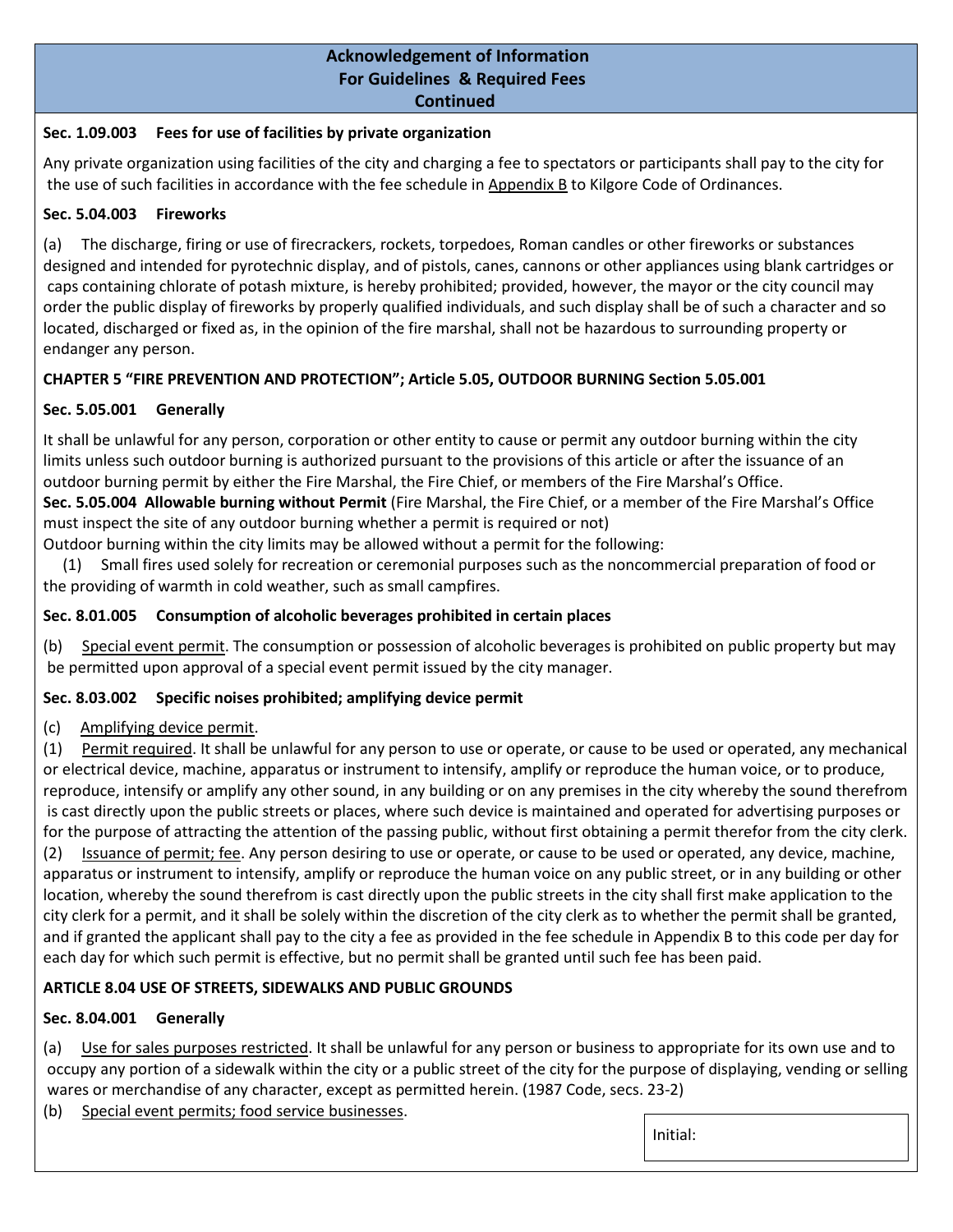## Acknowledgement of Information For Guidelines & Required Fees Continued

**Sec. 1.09.003 Fees for use of facilities by private organization**

Any private organization using facilities of the city and charging a fee to spectators or participants shall pay to the city for the use of such facilities in accordance with the fee schedule in Appendix B to Kilgore Code of Ordinances.

**Sec. 5.04.003 Fireworks**

(a) The discharge, firing or use of firecrackers, rockets, torpedoes, Roman candles or other fireworks or substances designed and intended for pyrotechnic display, and of pistols, canes, cannons or other appliances using blank cartridges or caps containing chlorate of potash mixture, is hereby prohibited; provided, however, the mayor or the city council may order the public display of fireworks by properly qualified individuals, and such display shall be of such a character and so located, discharged or fixed as, in the opinion of the fire marshal, shall not be hazardous to surrounding property or endanger any person.

**CHAPTER 5 "FIRE PREVENTION AND PROTECTION"; Article 5.05, OUTDOOR BURNING Section 5.05.001**

**Sec. 5.05.001 Generally**

It shall be unlawful for any person, corporation or other entity to cause or permit any outdoor burning within the city limits unless such outdoor burning is authorized pursuant to the provisions of this article or after the issuance of an outdoor burning permit by either the Fire Marshal, the Fire Chief, or members of the Fire Marshal's Office.

**Sec. 5.05.004 Allowable burning without Permit** (Fire Marshal, the Fire Chief, or a member of the Fire Marshal's Office must inspect the site of any outdoor burning whether a permit is required or not)

Outdoor burning within the city limits may be allowed without a permit for the following:

(1) Small fires used solely for recreation or ceremonial purposes such as the noncommercial preparation of food or the providing of warmth in cold weather, such as small campfires.

**Sec. 8.01.005 Consumption of alcoholic beverages prohibited in certain places**

(b) Special event permit. The consumption or possession of alcoholic beverages is prohibited on public property but may be permitted upon approval of a special event permit issued by the city manager.

**Sec. 8.03.002 Specific noises prohibited; amplifying device permit**

(c) Amplifying device permit.

(1) Permit required. It shall be unlawful for any person to use or operate, or cause to be used or operated, any mechanical or electrical device, machine, apparatus or instrument to intensify, amplify or reproduce the human voice, or to produce, reproduce, intensify or amplify any other sound, in any building or on any premises in the city whereby the sound therefrom is cast directly upon the public streets or places, where such device is maintained and operated for advertising purposes or for the purpose of attracting the attention of the passing public, without first obtaining a permit therefor from the city clerk.

(2) Issuance of permit; fee. Any person desiring to use or operate, or cause to be used or operated, any device, machine, apparatus or instrument to intensify, amplify or reproduce the human voice on any public street, or in any building or other location, whereby the sound therefrom is cast directly upon the public streets in the city shall first make application to the city clerk for a permit, and it shall be solely within the discretion of the city clerk as to whether the permit shall be granted, and if granted the applicant shall pay to the city a fee as provided in the fee schedule in Appendix B to this code per day for each day for which such permit is effective, but no permit shall be granted until such fee has been paid.

**ARTICLE 8.04 USE OF STREETS, SIDEWALKS AND PUBLIC GROUNDS**

**Sec. 8.04.001 Generally**

(a) Use for sales purposes restricted. It shall be unlawful for any person or business to appropriate for its own use and to occupy any portion of a sidewalk within the city or a public street of the city for the purpose of displaying, vending or selling wares or merchandise of any character, except as permitted herein. (1987 Code, secs. 23-2)

(b) Special event permits; food service businesses.

Initial: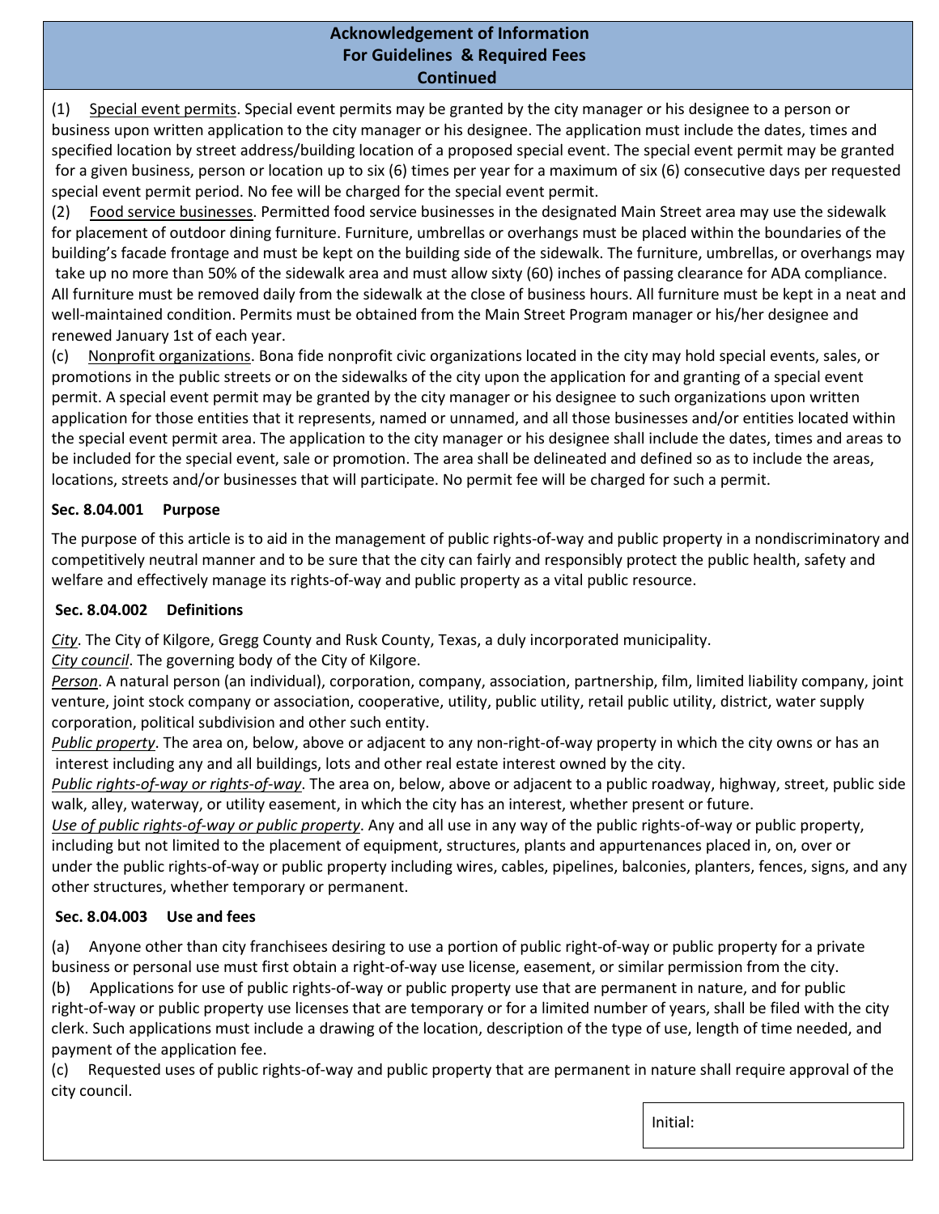## Acknowledgement of Information For Guidelines & Required Fees Continued

(1) Special event permits. Special event permits may be granted by the city manager or his designee to a person or business upon written application to the city manager or his designee. The application must include the dates, times and specified location by street address/building location of a proposed special event. The special event permit may be granted for a given business, person or location up to six (6) times per year for a maximum of six (6) consecutive days per requested special event permit period. No fee will be charged for the special event permit.

(2) Food service businesses. Permitted food service businesses in the designated Main Street area may use the sidewalk for placement of outdoor dining furniture. Furniture, umbrellas or overhangs must be placed within the boundaries of the building's facade frontage and must be kept on the building side of the sidewalk. The furniture, umbrellas, or overhangs may take up no more than 50% of the sidewalk area and must allow sixty (60) inches of passing clearance for ADA compliance. All furniture must be removed daily from the sidewalk at the close of business hours. All furniture must be kept in a neat and well-maintained condition. Permits must be obtained from the Main Street Program manager or his/her designee and renewed January 1st of each year.

(c) Nonprofit organizations. Bona fide nonprofit civic organizations located in the city may hold special events, sales, or promotions in the public streets or on the sidewalks of the city upon the application for and granting of a special event permit. A special event permit may be granted by the city manager or his designee to such organizations upon written application for those entities that it represents, named or unnamed, and all those businesses and/or entities located within the special event permit area. The application to the city manager or his designee shall include the dates, times and areas to be included for the special event, sale or promotion. The area shall be delineated and defined so as to include the areas, locations, streets and/or businesses that will participate. No permit fee will be charged for such a permit.

### Sec. 8.04.001 Purpose

The purpose of this article is to aid in the management of public rights-of-way and public property in a nondiscriminatory and competitively neutral manner and to be sure that the city can fairly and responsibly protect the public health, safety and welfare and effectively manage its rights-of-way and public property as a vital public resource.

### Sec. 8.04.002 Definitions

*City*. The City of Kilgore, Gregg County and Rusk County, Texas, a duly incorporated municipality.

*City council*. The governing body of the City of Kilgore.

*Person*. A natural person (an individual), corporation, company, association, partnership, film, limited liability company, joint venture, joint stock company or association, cooperative, utility, public utility, retail public utility, district, water supply corporation, political subdivision and other such entity.

*Public property*. The area on, below, above or adjacent to any non-right-of-way property in which the city owns or has an interest including any and all buildings, lots and other real estate interest owned by the city.

*Public rights-of-way or rights-of-way*. The area on, below, above or adjacent to a public roadway, highway, street, public side walk, alley, waterway, or utility easement, in which the city has an interest, whether present or future.

*Use of public rights-of-way or public property*. Any and all use in any way of the public rights-of-way or public property, including but not limited to the placement of equipment, structures, plants and appurtenances placed in, on, over or under the public rights-of-way or public property including wires, cables, pipelines, balconies, planters, fences, signs, and any other structures, whether temporary or permanent.

### Sec. 8.04.003 Use and fees

(a) Anyone other than city franchisees desiring to use a portion of public right-of-way or public property for a private business or personal use must first obtain a right-of-way use license, easement, or similar permission from the city.

(b) Applications for use of public rights-of-way or public property use that are permanent in nature, and for public right-of-way or public property use licenses that are temporary or for a limited number of years, shall be filed with the city clerk. Such applications must include a drawing of the location, description of the type of use, length of time needed, and payment of the application fee.

(c) Requested uses of public rights-of-way and public property that are permanent in nature shall require approval of the city council.

Initial: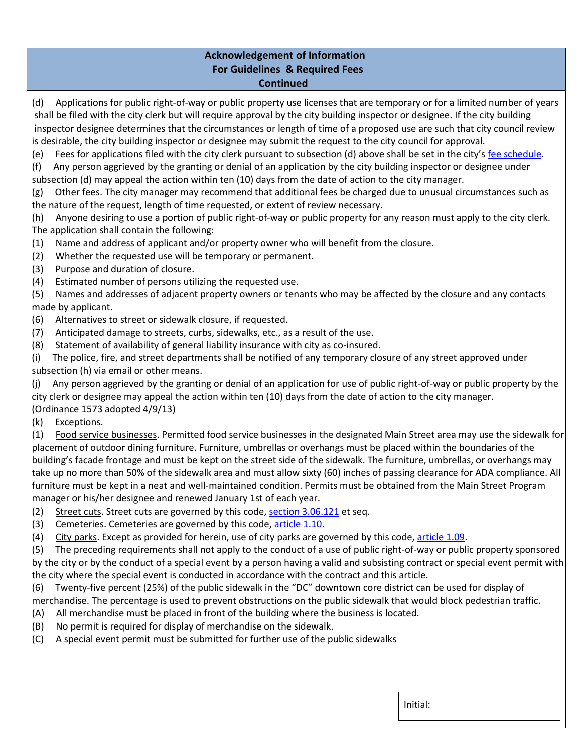## Acknowledgement of Information
## For Guidelines & Required Fees
## Continued

(d) Applications for public right-of-way or public property use licenses that are temporary or for a limited number of years shall be filed with the city clerk but will require approval by the city building inspector or designee. If the city building inspector designee determines that the circumstances or length of time of a proposed use are such that city council review is desirable, the city building inspector or designee may submit the request to the city council for approval.

(e) Fees for applications filed with the city clerk pursuant to subsection (d) above shall be set in the city's fee schedule.

(f) Any person aggrieved by the granting or denial of an application by the city building inspector or designee under subsection (d) may appeal the action within ten (10) days from the date of action to the city manager.

(g) Other fees. The city manager may recommend that additional fees be charged due to unusual circumstances such as the nature of the request, length of time requested, or extent of review necessary.

(h) Anyone desiring to use a portion of public right-of-way or public property for any reason must apply to the city clerk. The application shall contain the following:

(1) Name and address of applicant and/or property owner who will benefit from the closure.

(2) Whether the requested use will be temporary or permanent.

(3) Purpose and duration of closure.

(4) Estimated number of persons utilizing the requested use.

(5) Names and addresses of adjacent property owners or tenants who may be affected by the closure and any contacts made by applicant.

(6) Alternatives to street or sidewalk closure, if requested.

(7) Anticipated damage to streets, curbs, sidewalks, etc., as a result of the use.

(8) Statement of availability of general liability insurance with city as co-insured.

(i) The police, fire, and street departments shall be notified of any temporary closure of any street approved under subsection (h) via email or other means.

(j) Any person aggrieved by the granting or denial of an application for use of public right-of-way or public property by the city clerk or designee may appeal the action within ten (10) days from the date of action to the city manager.
(Ordinance 1573 adopted 4/9/13)

(k) Exceptions.

(1) Food service businesses. Permitted food service businesses in the designated Main Street area may use the sidewalk for placement of outdoor dining furniture. Furniture, umbrellas or overhangs must be placed within the boundaries of the building's facade frontage and must be kept on the street side of the sidewalk. The furniture, umbrellas, or overhangs may take up no more than 50% of the sidewalk area and must allow sixty (60) inches of passing clearance for ADA compliance. All furniture must be kept in a neat and well-maintained condition. Permits must be obtained from the Main Street Program manager or his/her designee and renewed January 1st of each year.

(2) Street cuts. Street cuts are governed by this code, section 3.06.121 et seq.

(3) Cemeteries. Cemeteries are governed by this code, article 1.10.

(4) City parks. Except as provided for herein, use of city parks are governed by this code, article 1.09.

(5) The preceding requirements shall not apply to the conduct of a use of public right-of-way or public property sponsored by the city or by the conduct of a special event by a person having a valid and subsisting contract or special event permit with the city where the special event is conducted in accordance with the contract and this article.

(6) Twenty-five percent (25%) of the public sidewalk in the "DC" downtown core district can be used for display of merchandise. The percentage is used to prevent obstructions on the public sidewalk that would block pedestrian traffic.

(A) All merchandise must be placed in front of the building where the business is located.

(B) No permit is required for display of merchandise on the sidewalk.

(C) A special event permit must be submitted for further use of the public sidewalks

Initial: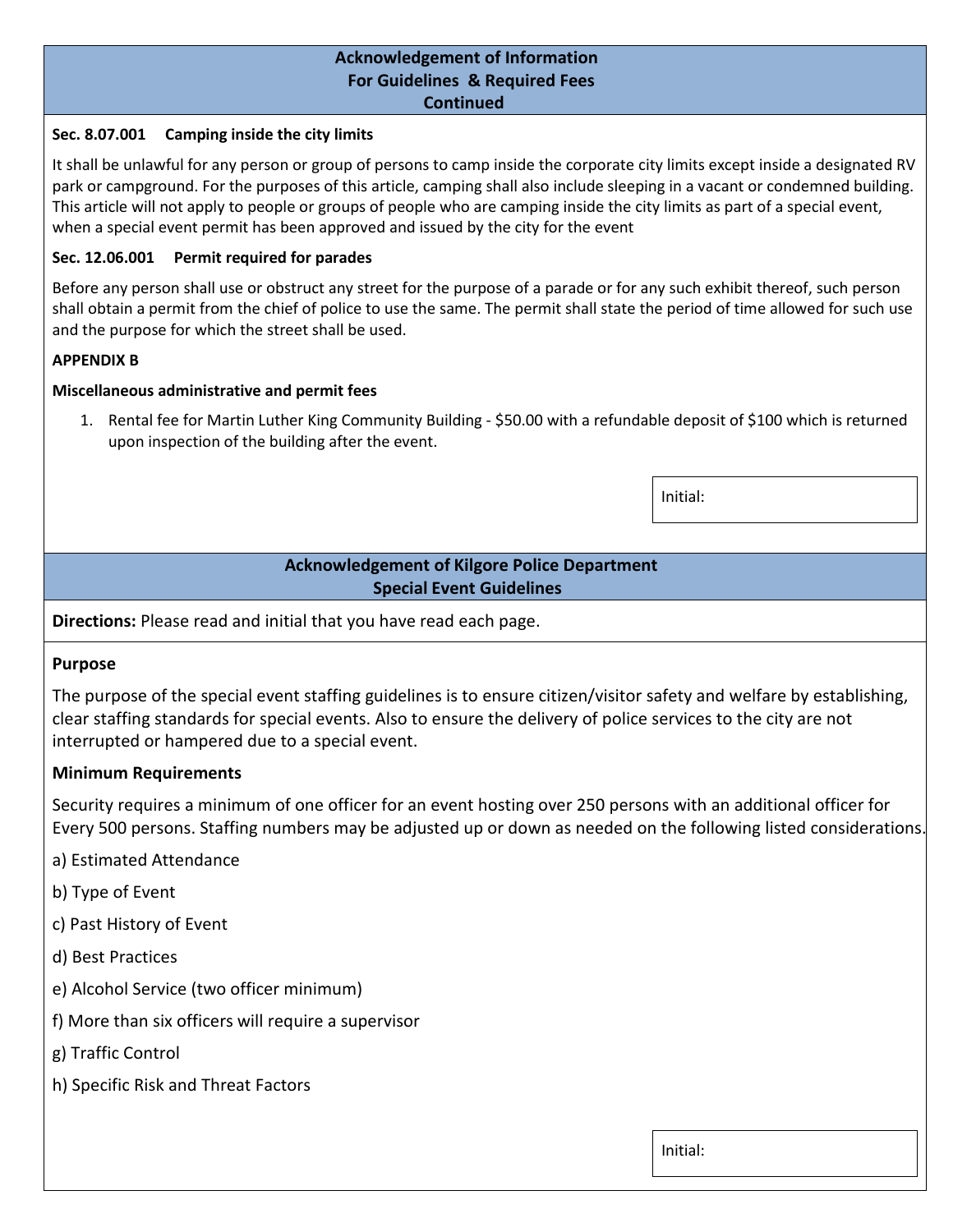## Acknowledgement of Information For Guidelines & Required Fees Continued

**Sec. 8.07.001 Camping inside the city limits**

It shall be unlawful for any person or group of persons to camp inside the corporate city limits except inside a designated RV park or campground. For the purposes of this article, camping shall also include sleeping in a vacant or condemned building. This article will not apply to people or groups of people who are camping inside the city limits as part of a special event, when a special event permit has been approved and issued by the city for the event

**Sec. 12.06.001 Permit required for parades**

Before any person shall use or obstruct any street for the purpose of a parade or for any such exhibit thereof, such person shall obtain a permit from the chief of police to use the same. The permit shall state the period of time allowed for such use and the purpose for which the street shall be used.

**APPENDIX B**

**Miscellaneous administrative and permit fees**

1. Rental fee for Martin Luther King Community Building - $50.00 with a refundable deposit of $100 which is returned upon inspection of the building after the event.

Initial:

## Acknowledgement of Kilgore Police Department Special Event Guidelines

**Directions:** Please read and initial that you have read each page.

**Purpose**

The purpose of the special event staffing guidelines is to ensure citizen/visitor safety and welfare by establishing, clear staffing standards for special events. Also to ensure the delivery of police services to the city are not interrupted or hampered due to a special event.

**Minimum Requirements**

Security requires a minimum of one officer for an event hosting over 250 persons with an additional officer for Every 500 persons. Staffing numbers may be adjusted up or down as needed on the following listed considerations.

a) Estimated Attendance

b) Type of Event

c) Past History of Event

d) Best Practices

e) Alcohol Service (two officer minimum)

f) More than six officers will require a supervisor

g) Traffic Control

h) Specific Risk and Threat Factors

Initial: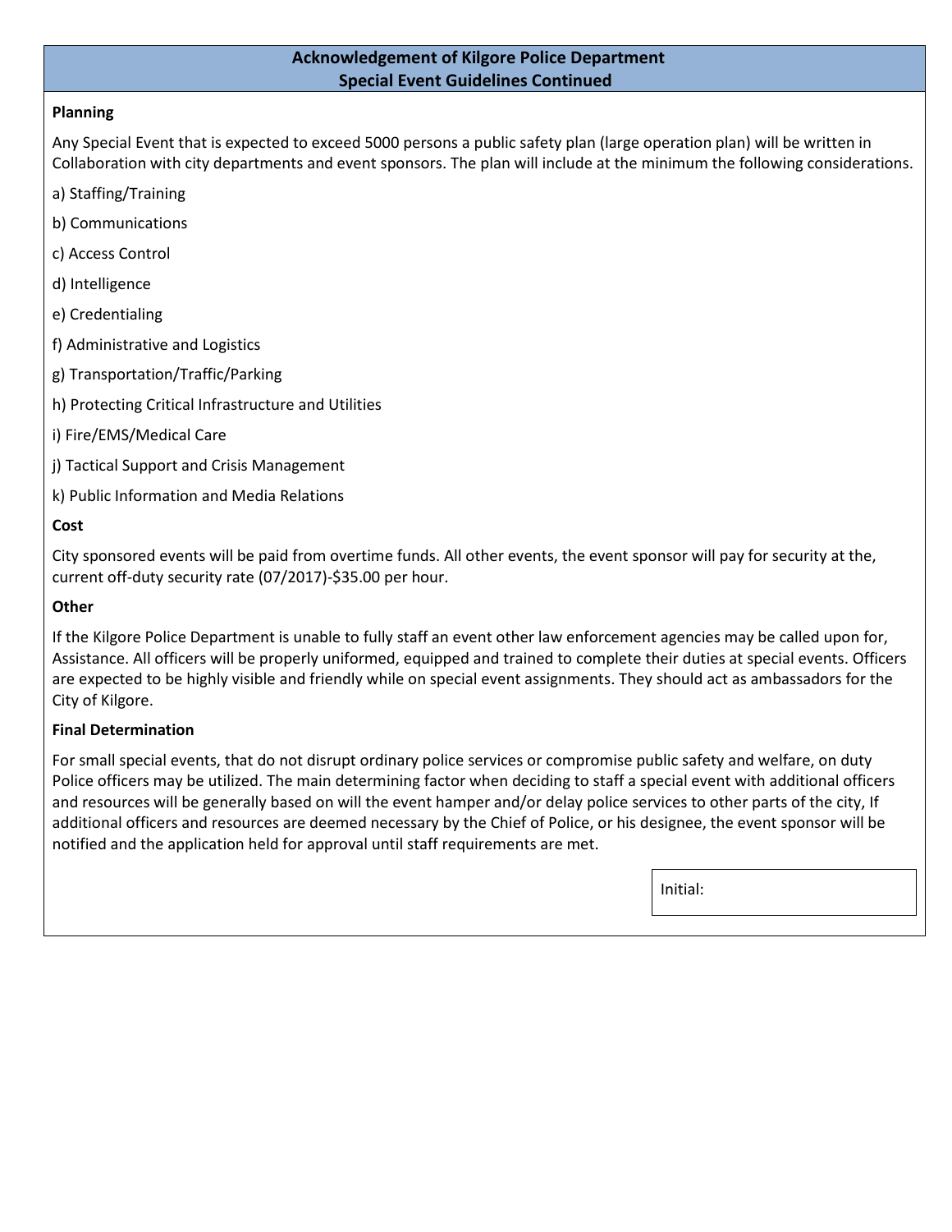## Acknowledgement of Kilgore Police Department Special Event Guidelines Continued

**Planning**

Any Special Event that is expected to exceed 5000 persons a public safety plan (large operation plan) will be written in Collaboration with city departments and event sponsors. The plan will include at the minimum the following considerations.

a) Staffing/Training

b) Communications

c) Access Control

d) Intelligence

e) Credentialing

f) Administrative and Logistics

g) Transportation/Traffic/Parking

h) Protecting Critical Infrastructure and Utilities

i) Fire/EMS/Medical Care

j) Tactical Support and Crisis Management

k) Public Information and Media Relations

**Cost**

City sponsored events will be paid from overtime funds. All other events, the event sponsor will pay for security at the, current off-duty security rate (07/2017)-$35.00 per hour.

**Other**

If the Kilgore Police Department is unable to fully staff an event other law enforcement agencies may be called upon for, Assistance. All officers will be properly uniformed, equipped and trained to complete their duties at special events. Officers are expected to be highly visible and friendly while on special event assignments. They should act as ambassadors for the City of Kilgore.

**Final Determination**

For small special events, that do not disrupt ordinary police services or compromise public safety and welfare, on duty Police officers may be utilized. The main determining factor when deciding to staff a special event with additional officers and resources will be generally based on will the event hamper and/or delay police services to other parts of the city, If additional officers and resources are deemed necessary by the Chief of Police, or his designee, the event sponsor will be notified and the application held for approval until staff requirements are met.

Initial: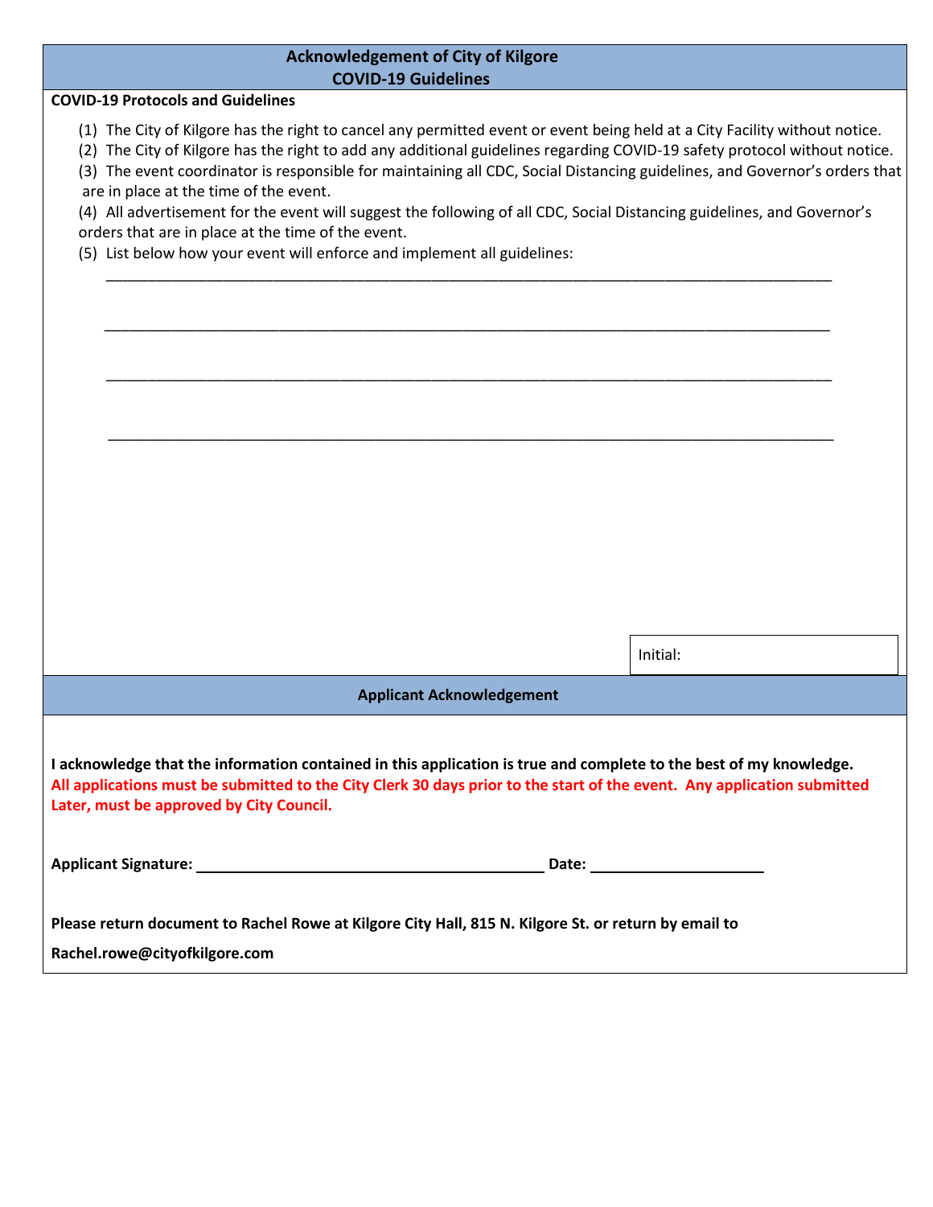## Acknowledgement of City of Kilgore
## COVID-19 Guidelines

**COVID-19 Protocols and Guidelines**

(1) The City of Kilgore has the right to cancel any permitted event or event being held at a City Facility without notice.

(2) The City of Kilgore has the right to add any additional guidelines regarding COVID-19 safety protocol without notice.

(3) The event coordinator is responsible for maintaining all CDC, Social Distancing guidelines, and Governor's orders that are in place at the time of the event.

(4) All advertisement for the event will suggest the following of all CDC, Social Distancing guidelines, and Governor's orders that are in place at the time of the event.

(5) List below how your event will enforce and implement all guidelines:

______________________________________________________________________________________

______________________________________________________________________________________

______________________________________________________________________________________

______________________________________________________________________________________

Initial:

### Applicant Acknowledgement

**I acknowledge that the information contained in this application is true and complete to the best of my knowledge.**
**All applications must be submitted to the City Clerk 30 days prior to the start of the event. Any application submitted Later, must be approved by City Council.**

**Applicant Signature:** ____________________________________________ **Date:** ______________________

**Please return document to Rachel Rowe at Kilgore City Hall, 815 N. Kilgore St. or return by email to**

**Rachel.rowe@cityofkilgore.com**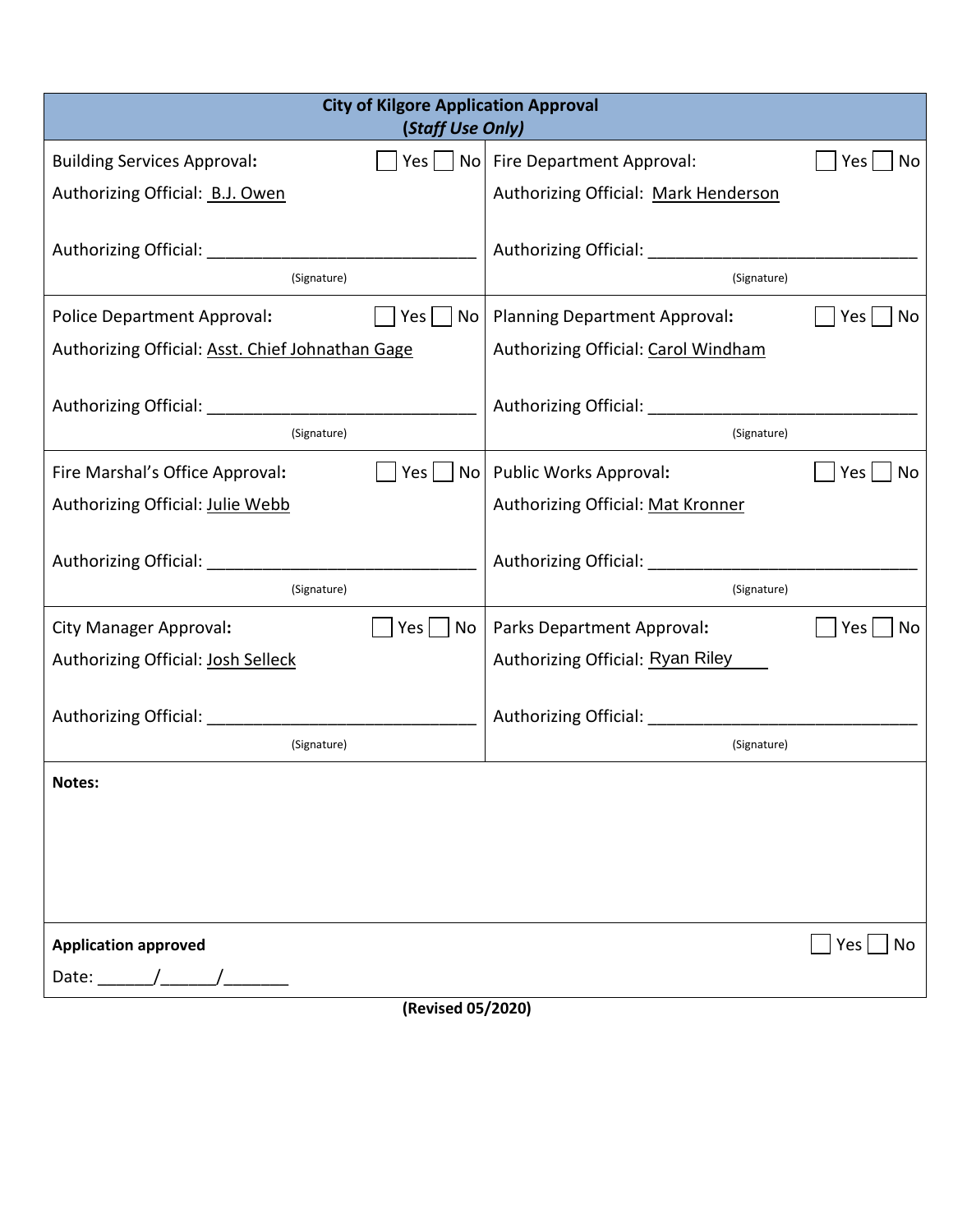## City of Kilgore Application Approval

**(*Staff Use Only*)**

| | |
|---|---|
| Building Services Approval**:** ☐ Yes ☐ No<br>Authorizing Official: B.J. Owen<br><br>Authorizing Official: ____________________________<br>(Signature) | Fire Department Approval: ☐ Yes ☐ No<br>Authorizing Official: Mark Henderson<br><br>Authorizing Official: ____________________________<br>(Signature) |
| Police Department Approval**:** ☐ Yes ☐ No<br>Authorizing Official: Asst. Chief Johnathan Gage<br><br>Authorizing Official: ____________________________<br>(Signature) | Planning Department Approval**:** ☐ Yes ☐ No<br>Authorizing Official: Carol Windham<br><br>Authorizing Official: ____________________________<br>(Signature) |
| Fire Marshal's Office Approval**:** ☐ Yes ☐ No<br>Authorizing Official: Julie Webb<br><br>Authorizing Official: ____________________________<br>(Signature) | Public Works Approval**:** ☐ Yes ☐ No<br>Authorizing Official: Mat Kronner<br><br>Authorizing Official: ____________________________<br>(Signature) |
| City Manager Approval**:** ☐ Yes ☐ No<br>Authorizing Official: Josh Selleck<br><br>Authorizing Official: ____________________________<br>(Signature) | Parks Department Approval**:** ☐ Yes ☐ No<br>Authorizing Official: Ryan Riley<br><br>Authorizing Official: ____________________________<br>(Signature) |

**Notes:**

**Application approved** ☐ Yes ☐ No

Date: ______/______/_______

**(Revised 05/2020)**